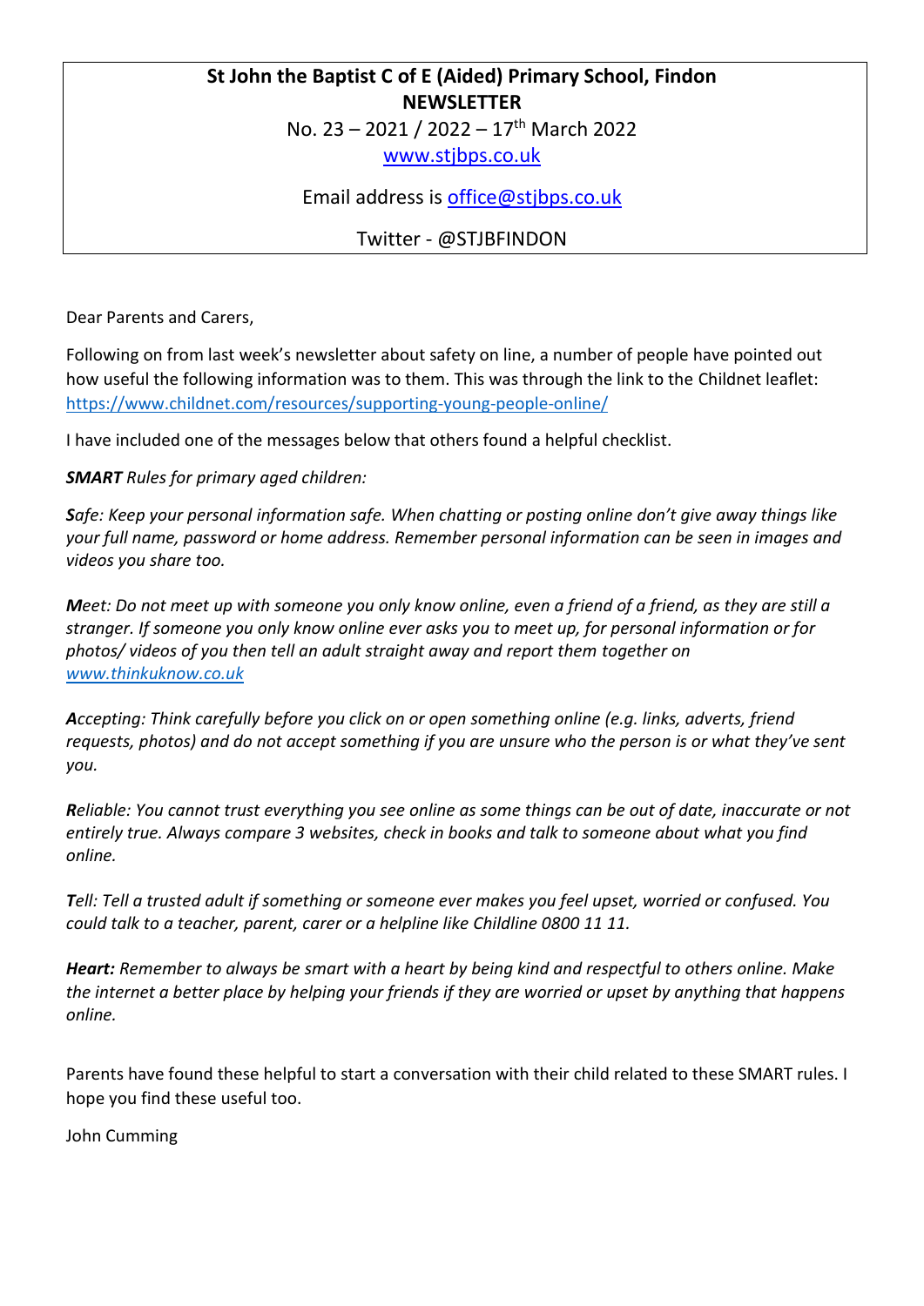**St John the Baptist C of E (Aided) Primary School, Findon**
**NEWSLETTER**
No. 23 – 2021 / 2022 – 17th March 2022
www.stjbps.co.uk

Email address is office@stjbps.co.uk

Twitter - @STJBFINDON

Dear Parents and Carers,

Following on from last week's newsletter about safety on line, a number of people have pointed out how useful the following information was to them. This was through the link to the Childnet leaflet: https://www.childnet.com/resources/supporting-young-people-online/

I have included one of the messages below that others found a helpful checklist.

***SMART** Rules for primary aged children:*

***S**afe: Keep your personal information safe. When chatting or posting online don't give away things like your full name, password or home address. Remember personal information can be seen in images and videos you share too.*

***M**eet: Do not meet up with someone you only know online, even a friend of a friend, as they are still a stranger. If someone you only know online ever asks you to meet up, for personal information or for photos/ videos of you then tell an adult straight away and report them together on www.thinkuknow.co.uk*

***A**ccepting: Think carefully before you click on or open something online (e.g. links, adverts, friend requests, photos) and do not accept something if you are unsure who the person is or what they've sent you.*

***R**eliable: You cannot trust everything you see online as some things can be out of date, inaccurate or not entirely true. Always compare 3 websites, check in books and talk to someone about what you find online.*

***T**ell: Tell a trusted adult if something or someone ever makes you feel upset, worried or confused. You could talk to a teacher, parent, carer or a helpline like Childline 0800 11 11.*

***Heart:** Remember to always be smart with a heart by being kind and respectful to others online. Make the internet a better place by helping your friends if they are worried or upset by anything that happens online.*

Parents have found these helpful to start a conversation with their child related to these SMART rules. I hope you find these useful too.

John Cumming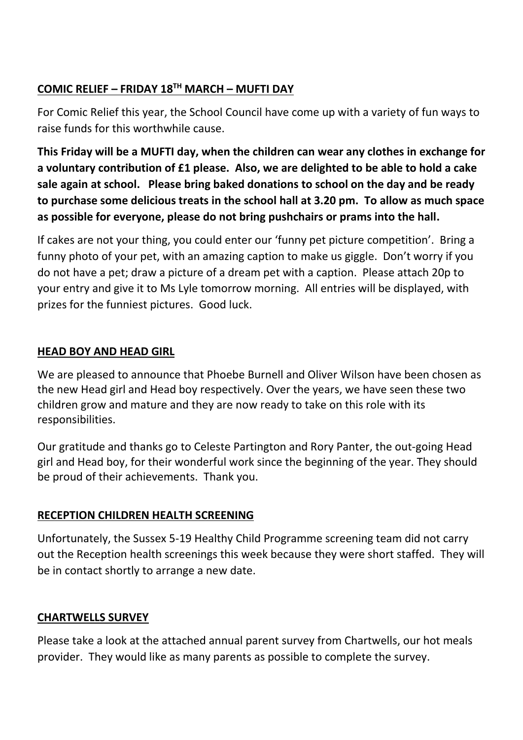**COMIC RELIEF – FRIDAY 18TH MARCH – MUFTI DAY**

For Comic Relief this year, the School Council have come up with a variety of fun ways to raise funds for this worthwhile cause.

**This Friday will be a MUFTI day, when the children can wear any clothes in exchange for a voluntary contribution of £1 please. Also, we are delighted to be able to hold a cake sale again at school. Please bring baked donations to school on the day and be ready to purchase some delicious treats in the school hall at 3.20 pm. To allow as much space as possible for everyone, please do not bring pushchairs or prams into the hall.**

If cakes are not your thing, you could enter our 'funny pet picture competition'. Bring a funny photo of your pet, with an amazing caption to make us giggle. Don't worry if you do not have a pet; draw a picture of a dream pet with a caption. Please attach 20p to your entry and give it to Ms Lyle tomorrow morning. All entries will be displayed, with prizes for the funniest pictures. Good luck.

**HEAD BOY AND HEAD GIRL**

We are pleased to announce that Phoebe Burnell and Oliver Wilson have been chosen as the new Head girl and Head boy respectively. Over the years, we have seen these two children grow and mature and they are now ready to take on this role with its responsibilities.

Our gratitude and thanks go to Celeste Partington and Rory Panter, the out-going Head girl and Head boy, for their wonderful work since the beginning of the year. They should be proud of their achievements. Thank you.

**RECEPTION CHILDREN HEALTH SCREENING**

Unfortunately, the Sussex 5-19 Healthy Child Programme screening team did not carry out the Reception health screenings this week because they were short staffed. They will be in contact shortly to arrange a new date.

**CHARTWELLS SURVEY**

Please take a look at the attached annual parent survey from Chartwells, our hot meals provider. They would like as many parents as possible to complete the survey.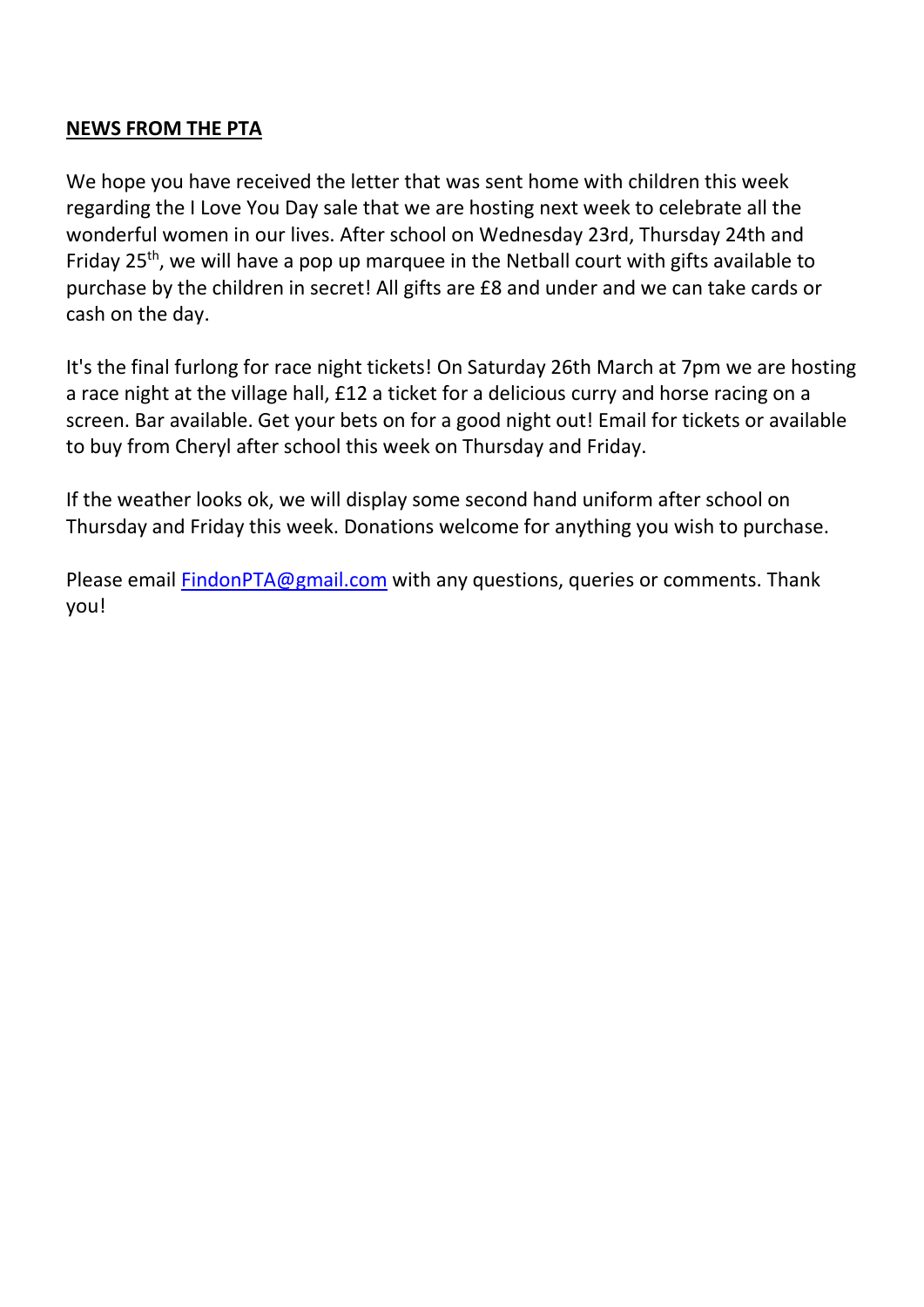**NEWS FROM THE PTA**

We hope you have received the letter that was sent home with children this week regarding the I Love You Day sale that we are hosting next week to celebrate all the wonderful women in our lives. After school on Wednesday 23rd, Thursday 24th and Friday 25th, we will have a pop up marquee in the Netball court with gifts available to purchase by the children in secret! All gifts are £8 and under and we can take cards or cash on the day.

It's the final furlong for race night tickets! On Saturday 26th March at 7pm we are hosting a race night at the village hall, £12 a ticket for a delicious curry and horse racing on a screen. Bar available. Get your bets on for a good night out! Email for tickets or available to buy from Cheryl after school this week on Thursday and Friday.

If the weather looks ok, we will display some second hand uniform after school on Thursday and Friday this week. Donations welcome for anything you wish to purchase.

Please email [FindonPTA@gmail.com](mailto:FindonPTA@gmail.com) with any questions, queries or comments. Thank you!